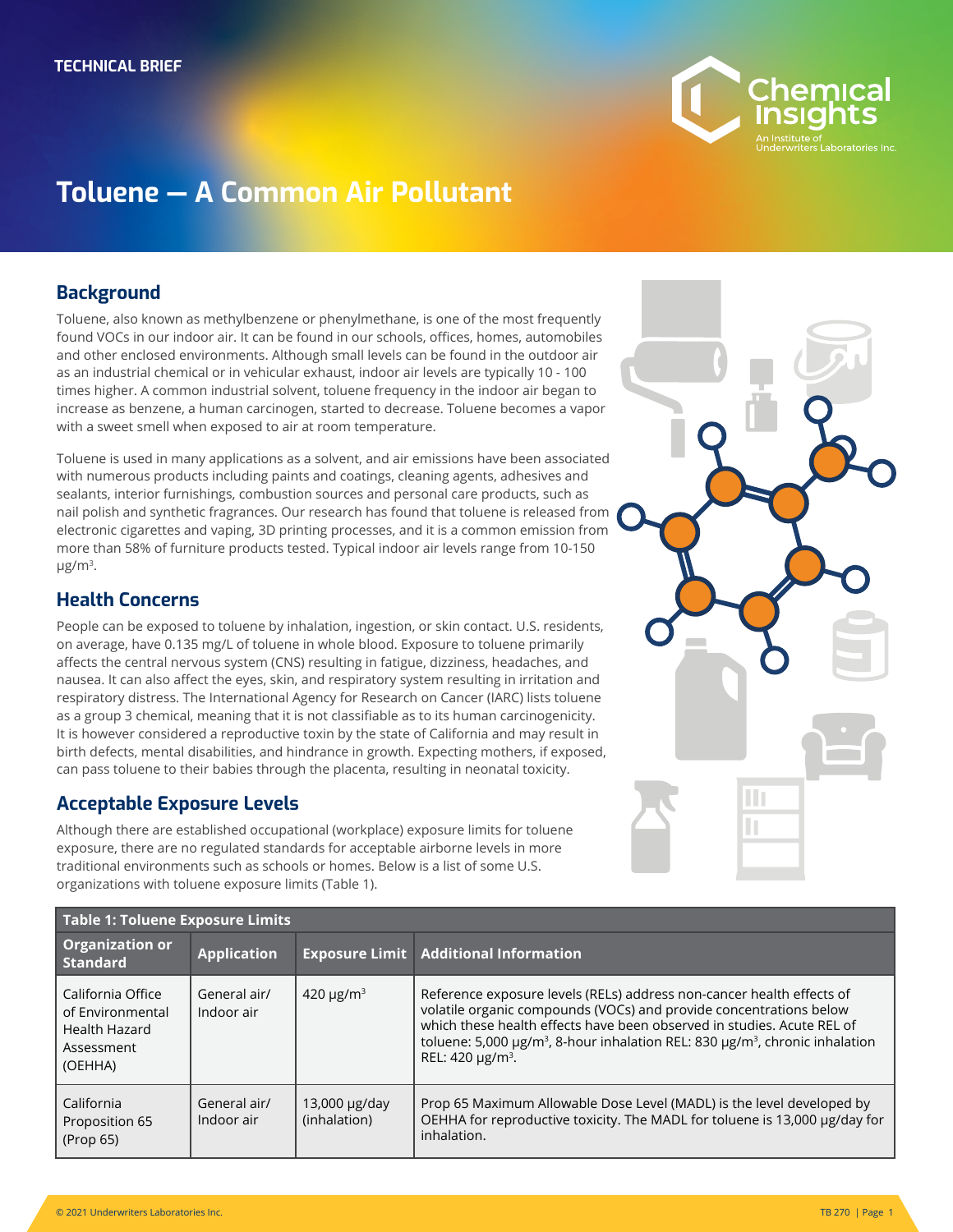TECHNICAL BRIEF

# Toluene — A Common Air Pollutant

## Background

Toluene, also known as methylbenzene or phenylmethane, is one of the most frequently found VOCs in our indoor air. It can be found in our schools, offices, homes, automobiles and other enclosed environments. Although small levels can be found in the outdoor air as an industrial chemical or in vehicular exhaust, indoor air levels are typically 10 - 100 times higher. A common industrial solvent, toluene frequency in the indoor air began to increase as benzene, a human carcinogen, started to decrease. Toluene becomes a vapor with a sweet smell when exposed to air at room temperature.

Toluene is used in many applications as a solvent, and air emissions have been associated with numerous products including paints and coatings, cleaning agents, adhesives and sealants, interior furnishings, combustion sources and personal care products, such as nail polish and synthetic fragrances. Our research has found that toluene is released from electronic cigarettes and vaping, 3D printing processes, and it is a common emission from more than 58% of furniture products tested. Typical indoor air levels range from 10-150 μg/m³.

## Health Concerns

People can be exposed to toluene by inhalation, ingestion, or skin contact. U.S. residents, on average, have 0.135 mg/L of toluene in whole blood. Exposure to toluene primarily affects the central nervous system (CNS) resulting in fatigue, dizziness, headaches, and nausea. It can also affect the eyes, skin, and respiratory system resulting in irritation and respiratory distress. The International Agency for Research on Cancer (IARC) lists toluene as a group 3 chemical, meaning that it is not classifiable as to its human carcinogenicity. It is however considered a reproductive toxin by the state of California and may result in birth defects, mental disabilities, and hindrance in growth. Expecting mothers, if exposed, can pass toluene to their babies through the placenta, resulting in neonatal toxicity.

## Acceptable Exposure Levels

Although there are established occupational (workplace) exposure limits for toluene exposure, there are no regulated standards for acceptable airborne levels in more traditional environments such as schools or homes. Below is a list of some U.S. organizations with toluene exposure limits (Table 1).

**Table 1: Toluene Exposure Limits**

| Organization or Standard | Application | Exposure Limit | Additional Information |
|---|---|---|---|
| California Office of Environmental Health Hazard Assessment (OEHHA) | General air/ Indoor air | 420 μg/m³ | Reference exposure levels (RELs) address non-cancer health effects of volatile organic compounds (VOCs) and provide concentrations below which these health effects have been observed in studies. Acute REL of toluene: 5,000 μg/m³, 8-hour inhalation REL: 830 μg/m³, chronic inhalation REL: 420 μg/m³. |
| California Proposition 65 (Prop 65) | General air/ Indoor air | 13,000 μg/day (inhalation) | Prop 65 Maximum Allowable Dose Level (MADL) is the level developed by OEHHA for reproductive toxicity. The MADL for toluene is 13,000 μg/day for inhalation. |

© 2021 Underwriters Laboratories Inc.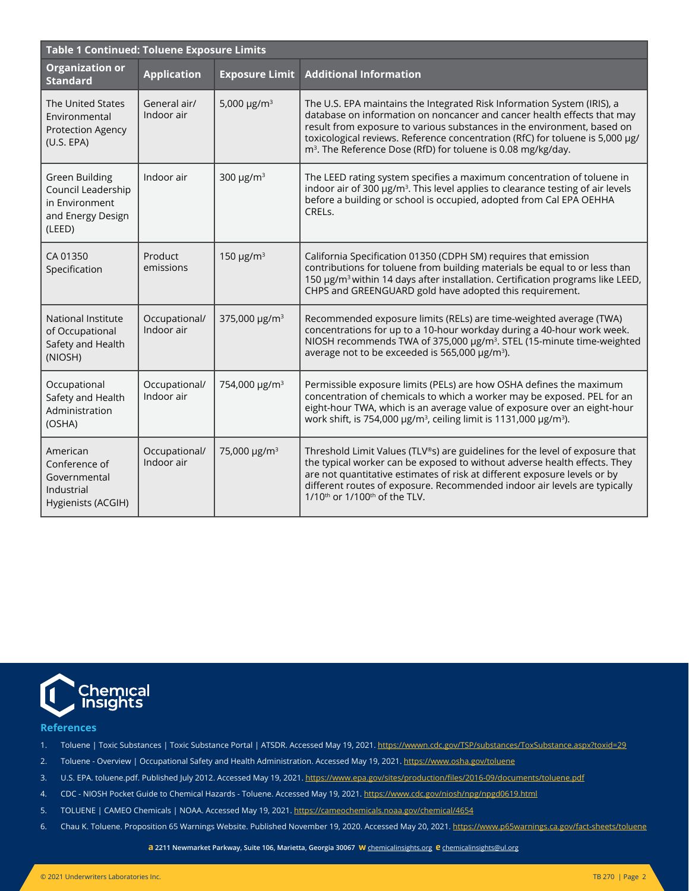| Table 1 Continued: Toluene Exposure Limits | | | |
|---|---|---|---|
| **Organization or Standard** | **Application** | **Exposure Limit** | **Additional Information** |
| The United States Environmental Protection Agency (U.S. EPA) | General air/ Indoor air | 5,000 μg/m³ | The U.S. EPA maintains the Integrated Risk Information System (IRIS), a database on information on noncancer and cancer health effects that may result from exposure to various substances in the environment, based on toxicological reviews. Reference concentration (RfC) for toluene is 5,000 μg/m³. The Reference Dose (RfD) for toluene is 0.08 mg/kg/day. |
| Green Building Council Leadership in Environment and Energy Design (LEED) | Indoor air | 300 μg/m³ | The LEED rating system specifies a maximum concentration of toluene in indoor air of 300 μg/m³. This level applies to clearance testing of air levels before a building or school is occupied, adopted from Cal EPA OEHHA CRELs. |
| CA 01350 Specification | Product emissions | 150 μg/m³ | California Specification 01350 (CDPH SM) requires that emission contributions for toluene from building materials be equal to or less than 150 μg/m³ within 14 days after installation. Certification programs like LEED, CHPS and GREENGUARD gold have adopted this requirement. |
| National Institute of Occupational Safety and Health (NIOSH) | Occupational/ Indoor air | 375,000 μg/m³ | Recommended exposure limits (RELs) are time-weighted average (TWA) concentrations for up to a 10-hour workday during a 40-hour work week. NIOSH recommends TWA of 375,000 μg/m³. STEL (15-minute time-weighted average not to be exceeded is 565,000 μg/m³). |
| Occupational Safety and Health Administration (OSHA) | Occupational/ Indoor air | 754,000 μg/m³ | Permissible exposure limits (PELs) are how OSHA defines the maximum concentration of chemicals to which a worker may be exposed. PEL for an eight-hour TWA, which is an average value of exposure over an eight-hour work shift, is 754,000 μg/m³, ceiling limit is 1131,000 μg/m³). |
| American Conference of Governmental Industrial Hygienists (ACGIH) | Occupational/ Indoor air | 75,000 μg/m³ | Threshold Limit Values (TLV®s) are guidelines for the level of exposure that the typical worker can be exposed to without adverse health effects. They are not quantitative estimates of risk at different exposure levels or by different routes of exposure. Recommended indoor air levels are typically 1/10th or 1/100th of the TLV. |

Chemical Insights

## References

1. Toluene | Toxic Substances | Toxic Substance Portal | ATSDR. Accessed May 19, 2021. https://wwwn.cdc.gov/TSP/substances/ToxSubstance.aspx?toxid=29
2. Toluene - Overview | Occupational Safety and Health Administration. Accessed May 19, 2021. https://www.osha.gov/toluene
3. U.S. EPA. toluene.pdf. Published July 2012. Accessed May 19, 2021. https://www.epa.gov/sites/production/files/2016-09/documents/toluene.pdf
4. CDC - NIOSH Pocket Guide to Chemical Hazards - Toluene. Accessed May 19, 2021. https://www.cdc.gov/niosh/npg/npgd0619.html
5. TOLUENE | CAMEO Chemicals | NOAA. Accessed May 19, 2021. https://cameochemicals.noaa.gov/chemical/4654
6. Chau K. Toluene. Proposition 65 Warnings Website. Published November 19, 2020. Accessed May 20, 2021. https://www.p65warnings.ca.gov/fact-sheets/toluene

**a** 2211 Newmarket Parkway, Suite 106, Marietta, Georgia 30067 **w** chemicalinsights.org **e** chemicalinsights@ul.org

© 2021 Underwriters Laboratories Inc.

TB 270